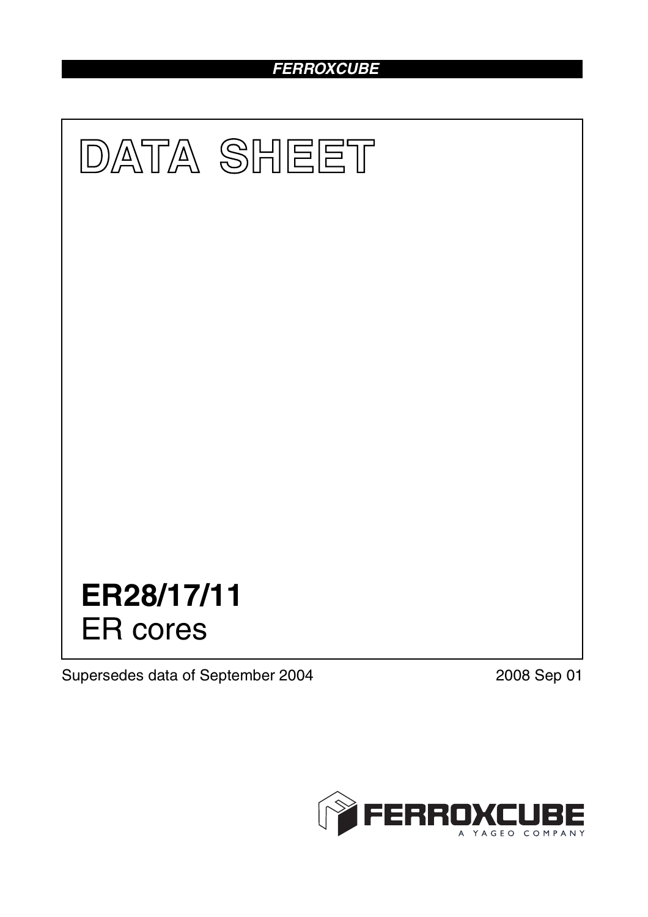# DATA SHEET

# ER28/17/11

## ER cores

Supersedes data of September 2004

2008 Sep 01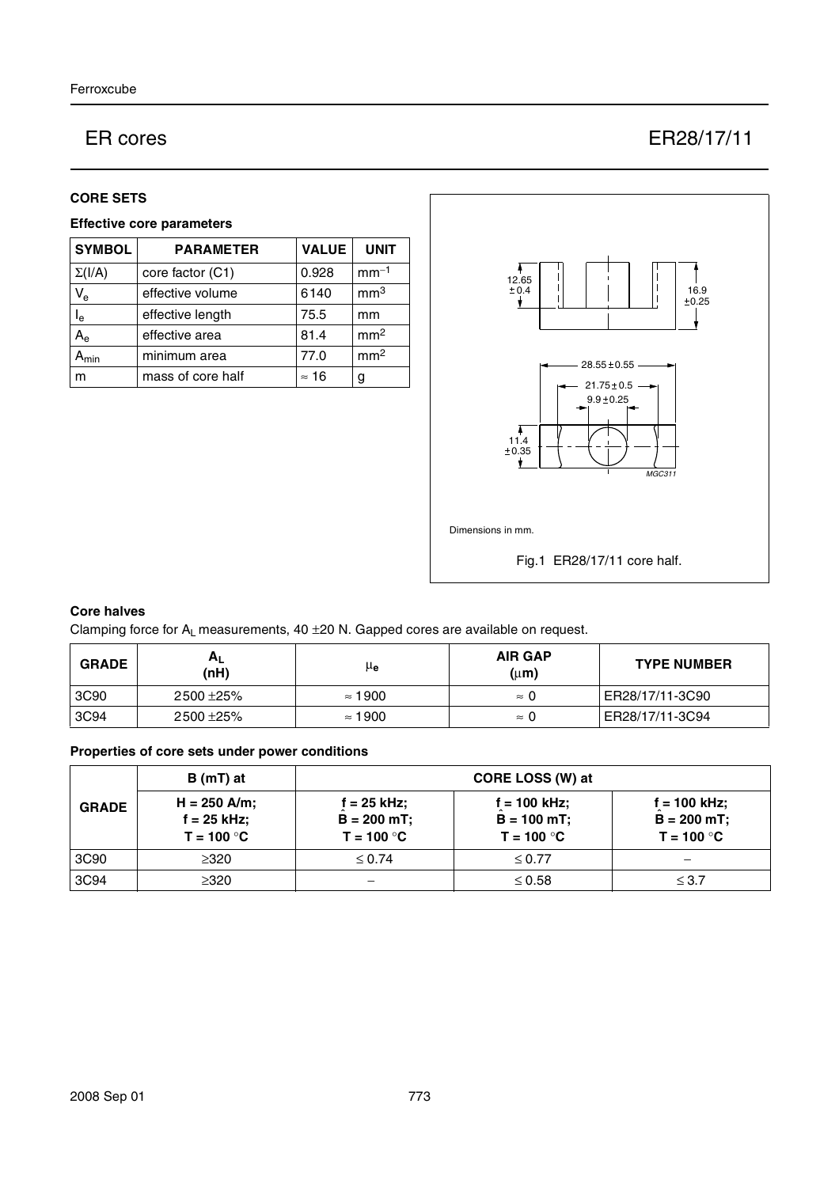# ER cores — ER28/17/11

## CORE SETS

### Effective core parameters

| SYMBOL | PARAMETER | VALUE | UNIT |
|---|---|---|---|
| Σ(I/A) | core factor (C1) | 0.928 | $mm^{-1}$ |
| $V_e$ | effective volume | 6140 | $mm^3$ |
| $l_e$ | effective length | 75.5 | mm |
| $A_e$ | effective area | 81.4 | $mm^2$ |
| $A_{min}$ | minimum area | 77.0 | $mm^2$ |
| m | mass of core half | ≈ 16 | g |

Dimensions in mm.

Fig.1 ER28/17/11 core half.

### Core halves

Clamping force for $A_L$ measurements, 40 ±20 N. Gapped cores are available on request.

| GRADE | $A_L$ (nH) | $\mu_e$ | AIR GAP (μm) | TYPE NUMBER |
|---|---|---|---|---|
| 3C90 | 2500 ±25% | ≈ 1900 | ≈ 0 | ER28/17/11-3C90 |
| 3C94 | 2500 ±25% | ≈ 1900 | ≈ 0 | ER28/17/11-3C94 |

### Properties of core sets under power conditions

| GRADE | B (mT) at | CORE LOSS (W) at | | |
|---|---|---|---|---|
| | H = 250 A/m; f = 25 kHz; T = 100 °C | f = 25 kHz; $\hat{B}$ = 200 mT; T = 100 °C | f = 100 kHz; $\hat{B}$ = 100 mT; T = 100 °C | f = 100 kHz; $\hat{B}$ = 200 mT; T = 100 °C |
| 3C90 | ≥320 | ≤ 0.74 | ≤ 0.77 | − |
| 3C94 | ≥320 | − | ≤ 0.58 | ≤ 3.7 |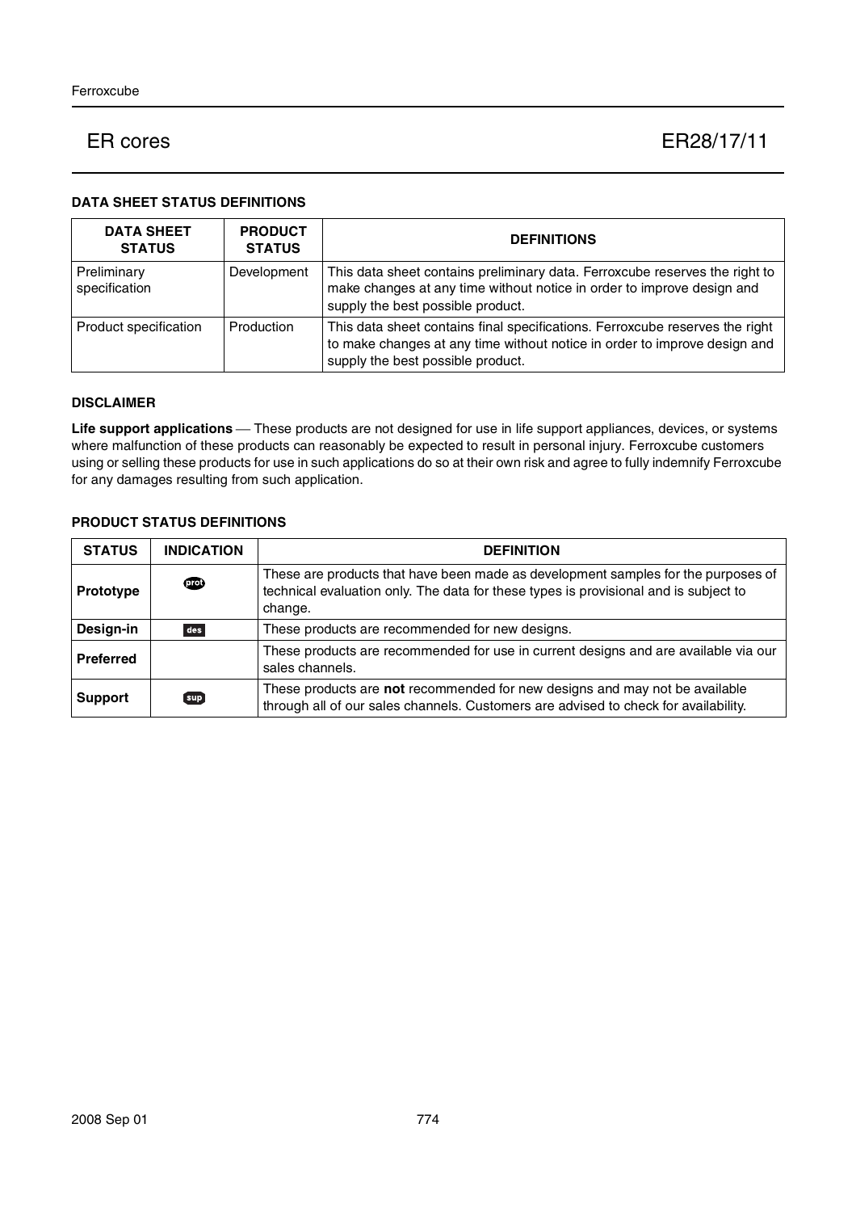## DATA SHEET STATUS DEFINITIONS

| DATA SHEET STATUS | PRODUCT STATUS | DEFINITIONS |
|---|---|---|
| Preliminary specification | Development | This data sheet contains preliminary data. Ferroxcube reserves the right to make changes at any time without notice in order to improve design and supply the best possible product. |
| Product specification | Production | This data sheet contains final specifications. Ferroxcube reserves the right to make changes at any time without notice in order to improve design and supply the best possible product. |

## DISCLAIMER

**Life support applications** — These products are not designed for use in life support appliances, devices, or systems where malfunction of these products can reasonably be expected to result in personal injury. Ferroxcube customers using or selling these products for use in such applications do so at their own risk and agree to fully indemnify Ferroxcube for any damages resulting from such application.

## PRODUCT STATUS DEFINITIONS

| STATUS | INDICATION | DEFINITION |
|---|---|---|
| **Prototype** | prot | These are products that have been made as development samples for the purposes of technical evaluation only. The data for these types is provisional and is subject to change. |
| **Design-in** | des | These products are recommended for new designs. |
| **Preferred** | | These products are recommended for use in current designs and are available via our sales channels. |
| **Support** | sup | These products are **not** recommended for new designs and may not be available through all of our sales channels. Customers are advised to check for availability. |